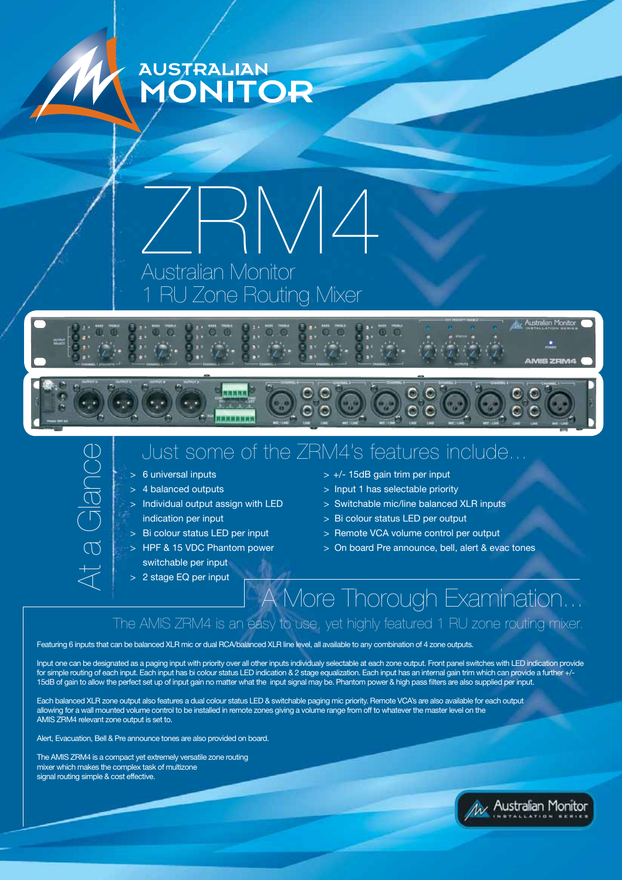# AUSTRALIAN MONITOR

# ZRM4

## Australian Monitor 1 RU Zone Routing Mixer

## At a Glance

### Just some of the ZRM4's features include...

- 6 universal inputs
- 4 balanced outputs
- Individual output assign with LED indication per input
- Bi colour status LED per input
- HPF & 15 VDC Phantom power switchable per input
- 2 stage EQ per input
- +/- 15dB gain trim per input
- Input 1 has selectable priority
- Switchable mic/line balanced XLR inputs
- Bi colour status LED per output
- Remote VCA volume control per output
- On board Pre announce, bell, alert & evac tones

## A More Thorough Examination...

### The AMIS ZRM4 is an easy to use, yet highly featured 1 RU zone routing mixer.

Featuring 6 inputs that can be balanced XLR mic or dual RCA/balanced XLR line level, all available to any combination of 4 zone outputs.

Input one can be designated as a paging input with priority over all other inputs individualy selectable at each zone output. Front panel switches with LED indication provide for simple routing of each input. Each input has bi colour status LED indication & 2 stage equalization. Each input has an internal gain trim which can provide a further +/- 15dB of gain to allow the perfect set up of input gain no matter what the input signal may be. Phantom power & high pass filters are also supplied per input.

Each balanced XLR zone output also features a dual colour status LED & switchable paging mic priority. Remote VCA's are also available for each output allowing for a wall mounted volume control to be installed in remote zones giving a volume range from off to whatever the master level on the AMIS ZRM4 relevant zone output is set to.

Alert, Evacuation, Bell & Pre announce tones are also provided on board.

The AMIS ZRM4 is a compact yet extremely versatile zone routing mixer which makes the complex task of multizone signal routing simple & cost effective.

Australian Monitor INSTALLATION SERIES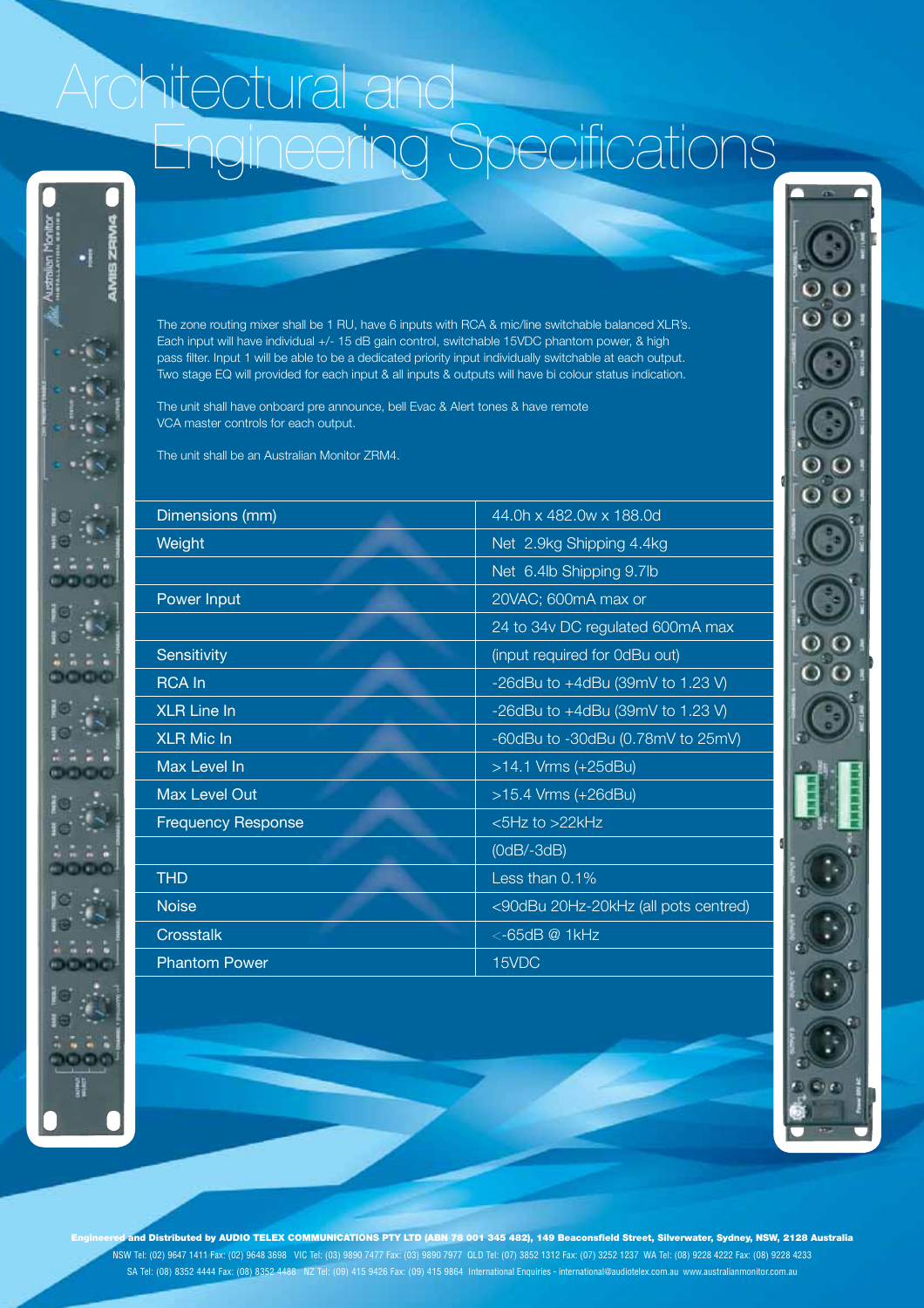# Architectural and Engineering Specifications

The zone routing mixer shall be 1 RU, have 6 inputs with RCA & mic/line switchable balanced XLR's. Each input will have individual +/- 15 dB gain control, switchable 15VDC phantom power, & high pass filter. Input 1 will be able to be a dedicated priority input individually switchable at each output. Two stage EQ will provided for each input & all inputs & outputs will have bi colour status indication.

The unit shall have onboard pre announce, bell Evac & Alert tones & have remote VCA master controls for each output.

The unit shall be an Australian Monitor ZRM4.

| | |
|---|---|
| Dimensions (mm) | 44.0h x 482.0w x 188.0d |
| Weight | Net 2.9kg Shipping 4.4kg |
| | Net 6.4lb Shipping 9.7lb |
| Power Input | 20VAC; 600mA max or |
| | 24 to 34v DC regulated 600mA max |
| Sensitivity | (input required for 0dBu out) |
| RCA In | -26dBu to +4dBu (39mV to 1.23 V) |
| XLR Line In | -26dBu to +4dBu (39mV to 1.23 V) |
| XLR Mic In | -60dBu to -30dBu (0.78mV to 25mV) |
| Max Level In | >14.1 Vrms (+25dBu) |
| Max Level Out | >15.4 Vrms (+26dBu) |
| Frequency Response | <5Hz to >22kHz |
| | (0dB/-3dB) |
| THD | Less than 0.1% |
| Noise | <90dBu 20Hz-20kHz (all pots centred) |
| Crosstalk | <-65dB @ 1kHz |
| Phantom Power | 15VDC |

**Engineered and Distributed by AUDIO TELEX COMMUNICATIONS PTY LTD (ABN 78 001 345 482), 149 Beaconsfield Street, Silverwater, Sydney, NSW, 2128 Australia**

NSW Tel: (02) 9647 1411 Fax: (02) 9648 3698 VIC Tel: (03) 9890 7477 Fax: (03) 9890 7977 QLD Tel: (07) 3852 1312 Fax: (07) 3252 1237 WA Tel: (08) 9228 4222 Fax: (08) 9228 4233
SA Tel: (08) 8352 4444 Fax: (08) 8352 4488 NZ Tel: (09) 415 9426 Fax: (09) 415 9864 International Enquiries - international@audiotelex.com.au www.australianmonitor.com.au